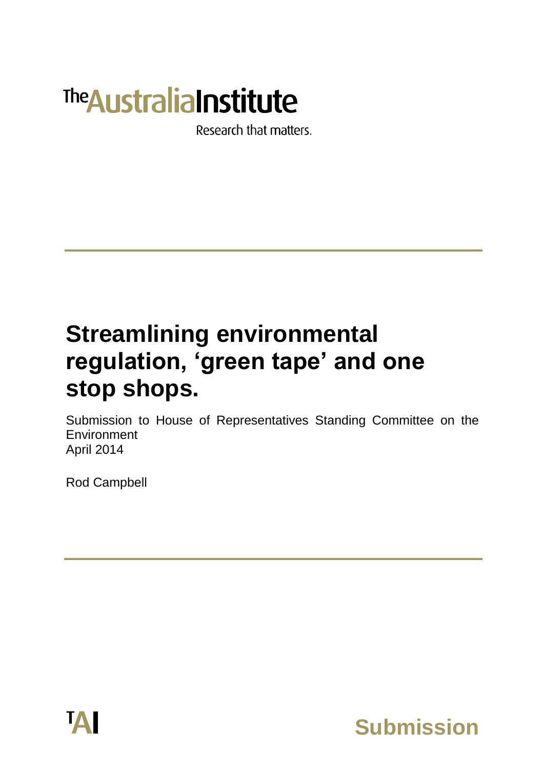The Australia Institute

Research that matters.

# Streamlining environmental regulation, 'green tape' and one stop shops.

Submission to House of Representatives Standing Committee on the Environment
April 2014

Rod Campbell

TAI

Submission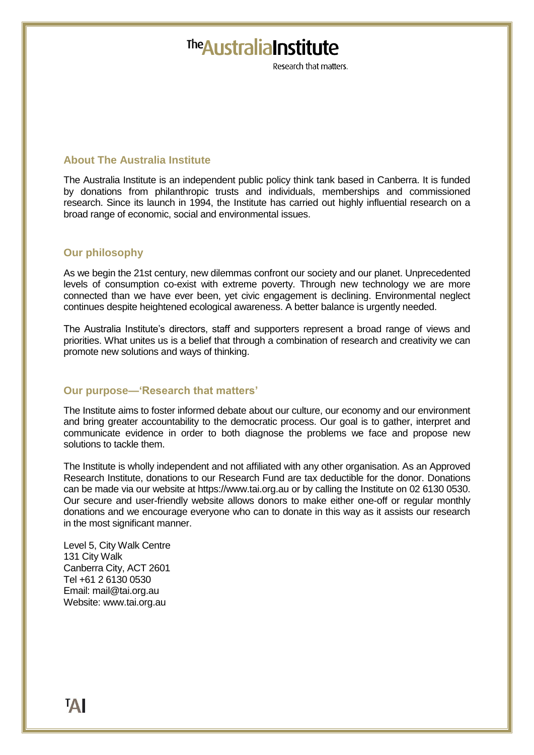The Australia Institute

Research that matters.

## About The Australia Institute

The Australia Institute is an independent public policy think tank based in Canberra. It is funded by donations from philanthropic trusts and individuals, memberships and commissioned research. Since its launch in 1994, the Institute has carried out highly influential research on a broad range of economic, social and environmental issues.

## Our philosophy

As we begin the 21st century, new dilemmas confront our society and our planet. Unprecedented levels of consumption co-exist with extreme poverty. Through new technology we are more connected than we have ever been, yet civic engagement is declining. Environmental neglect continues despite heightened ecological awareness. A better balance is urgently needed.

The Australia Institute's directors, staff and supporters represent a broad range of views and priorities. What unites us is a belief that through a combination of research and creativity we can promote new solutions and ways of thinking.

## Our purpose—'Research that matters'

The Institute aims to foster informed debate about our culture, our economy and our environment and bring greater accountability to the democratic process. Our goal is to gather, interpret and communicate evidence in order to both diagnose the problems we face and propose new solutions to tackle them.

The Institute is wholly independent and not affiliated with any other organisation. As an Approved Research Institute, donations to our Research Fund are tax deductible for the donor. Donations can be made via our website at https://www.tai.org.au or by calling the Institute on 02 6130 0530. Our secure and user-friendly website allows donors to make either one-off or regular monthly donations and we encourage everyone who can to donate in this way as it assists our research in the most significant manner.

Level 5, City Walk Centre
131 City Walk
Canberra City, ACT 2601
Tel +61 2 6130 0530
Email: mail@tai.org.au
Website: www.tai.org.au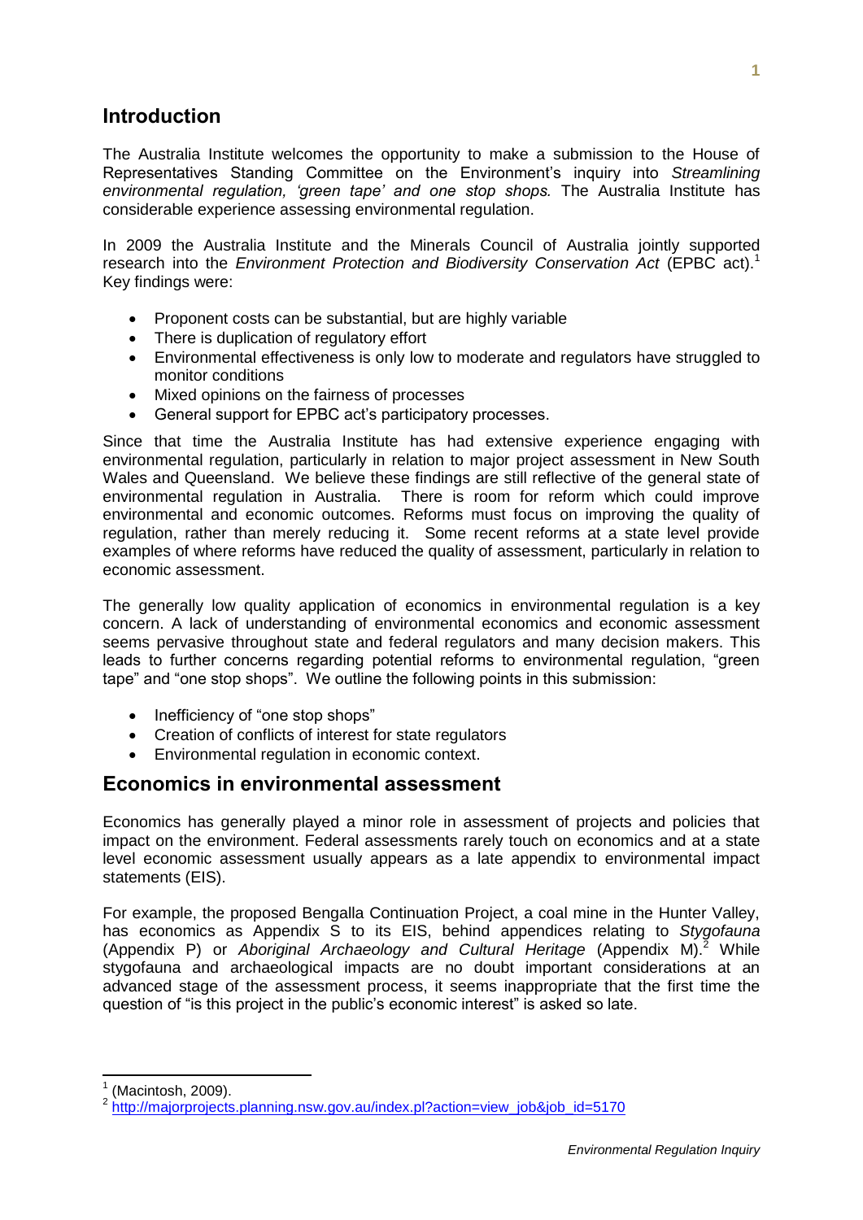## Introduction

The Australia Institute welcomes the opportunity to make a submission to the House of Representatives Standing Committee on the Environment's inquiry into *Streamlining environmental regulation, 'green tape' and one stop shops.* The Australia Institute has considerable experience assessing environmental regulation.

In 2009 the Australia Institute and the Minerals Council of Australia jointly supported research into the *Environment Protection and Biodiversity Conservation Act* (EPBC act).[1] Key findings were:

- Proponent costs can be substantial, but are highly variable
- There is duplication of regulatory effort
- Environmental effectiveness is only low to moderate and regulators have struggled to monitor conditions
- Mixed opinions on the fairness of processes
- General support for EPBC act's participatory processes.

Since that time the Australia Institute has had extensive experience engaging with environmental regulation, particularly in relation to major project assessment in New South Wales and Queensland. We believe these findings are still reflective of the general state of environmental regulation in Australia. There is room for reform which could improve environmental and economic outcomes. Reforms must focus on improving the quality of regulation, rather than merely reducing it. Some recent reforms at a state level provide examples of where reforms have reduced the quality of assessment, particularly in relation to economic assessment.

The generally low quality application of economics in environmental regulation is a key concern. A lack of understanding of environmental economics and economic assessment seems pervasive throughout state and federal regulators and many decision makers. This leads to further concerns regarding potential reforms to environmental regulation, "green tape" and "one stop shops". We outline the following points in this submission:

- Inefficiency of "one stop shops"
- Creation of conflicts of interest for state regulators
- Environmental regulation in economic context.

## Economics in environmental assessment

Economics has generally played a minor role in assessment of projects and policies that impact on the environment. Federal assessments rarely touch on economics and at a state level economic assessment usually appears as a late appendix to environmental impact statements (EIS).

For example, the proposed Bengalla Continuation Project, a coal mine in the Hunter Valley, has economics as Appendix S to its EIS, behind appendices relating to *Stygofauna* (Appendix P) or *Aboriginal Archaeology and Cultural Heritage* (Appendix M).[2] While stygofauna and archaeological impacts are no doubt important considerations at an advanced stage of the assessment process, it seems inappropriate that the first time the question of "is this project in the public's economic interest" is asked so late.

---

[1] (Macintosh, 2009).

[2] http://majorprojects.planning.nsw.gov.au/index.pl?action=view_job&job_id=5170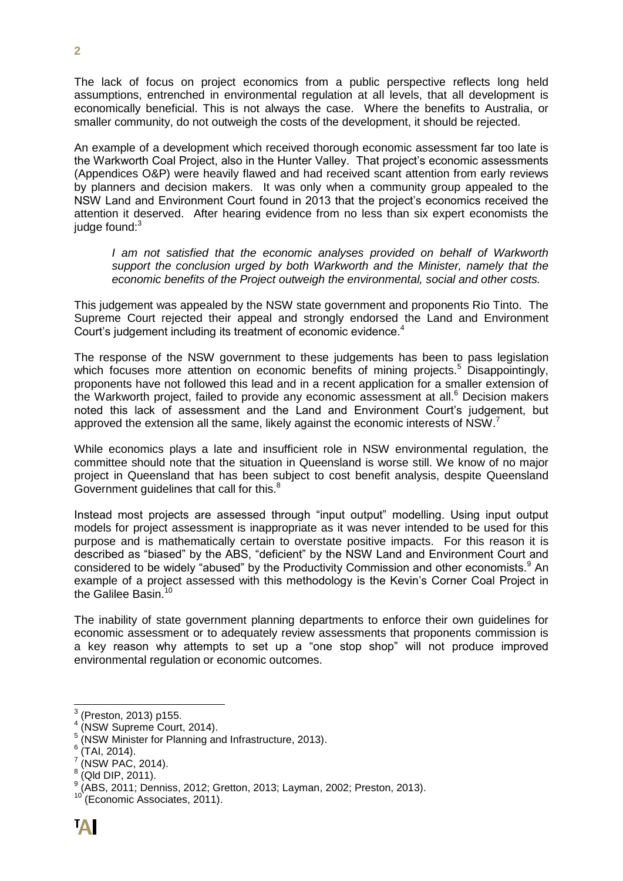The lack of focus on project economics from a public perspective reflects long held assumptions, entrenched in environmental regulation at all levels, that all development is economically beneficial. This is not always the case. Where the benefits to Australia, or smaller community, do not outweigh the costs of the development, it should be rejected.

An example of a development which received thorough economic assessment far too late is the Warkworth Coal Project, also in the Hunter Valley. That project's economic assessments (Appendices O&P) were heavily flawed and had received scant attention from early reviews by planners and decision makers. It was only when a community group appealed to the NSW Land and Environment Court found in 2013 that the project's economics received the attention it deserved. After hearing evidence from no less than six expert economists the judge found:[3]

> *I am not satisfied that the economic analyses provided on behalf of Warkworth support the conclusion urged by both Warkworth and the Minister, namely that the economic benefits of the Project outweigh the environmental, social and other costs.*

This judgement was appealed by the NSW state government and proponents Rio Tinto. The Supreme Court rejected their appeal and strongly endorsed the Land and Environment Court's judgement including its treatment of economic evidence.[4]

The response of the NSW government to these judgements has been to pass legislation which focuses more attention on economic benefits of mining projects.[5] Disappointingly, proponents have not followed this lead and in a recent application for a smaller extension of the Warkworth project, failed to provide any economic assessment at all.[6] Decision makers noted this lack of assessment and the Land and Environment Court's judgement, but approved the extension all the same, likely against the economic interests of NSW.[7]

While economics plays a late and insufficient role in NSW environmental regulation, the committee should note that the situation in Queensland is worse still. We know of no major project in Queensland that has been subject to cost benefit analysis, despite Queensland Government guidelines that call for this.[8]

Instead most projects are assessed through "input output" modelling. Using input output models for project assessment is inappropriate as it was never intended to be used for this purpose and is mathematically certain to overstate positive impacts. For this reason it is described as "biased" by the ABS, "deficient" by the NSW Land and Environment Court and considered to be widely "abused" by the Productivity Commission and other economists.[9] An example of a project assessed with this methodology is the Kevin's Corner Coal Project in the Galilee Basin.[10]

The inability of state government planning departments to enforce their own guidelines for economic assessment or to adequately review assessments that proponents commission is a key reason why attempts to set up a "one stop shop" will not produce improved environmental regulation or economic outcomes.

---

[3] (Preston, 2013) p155.
[4] (NSW Supreme Court, 2014).
[5] (NSW Minister for Planning and Infrastructure, 2013).
[6] (TAI, 2014).
[7] (NSW PAC, 2014).
[8] (Qld DIP, 2011).
[9] (ABS, 2011; Denniss, 2012; Gretton, 2013; Layman, 2002; Preston, 2013).
[10] (Economic Associates, 2011).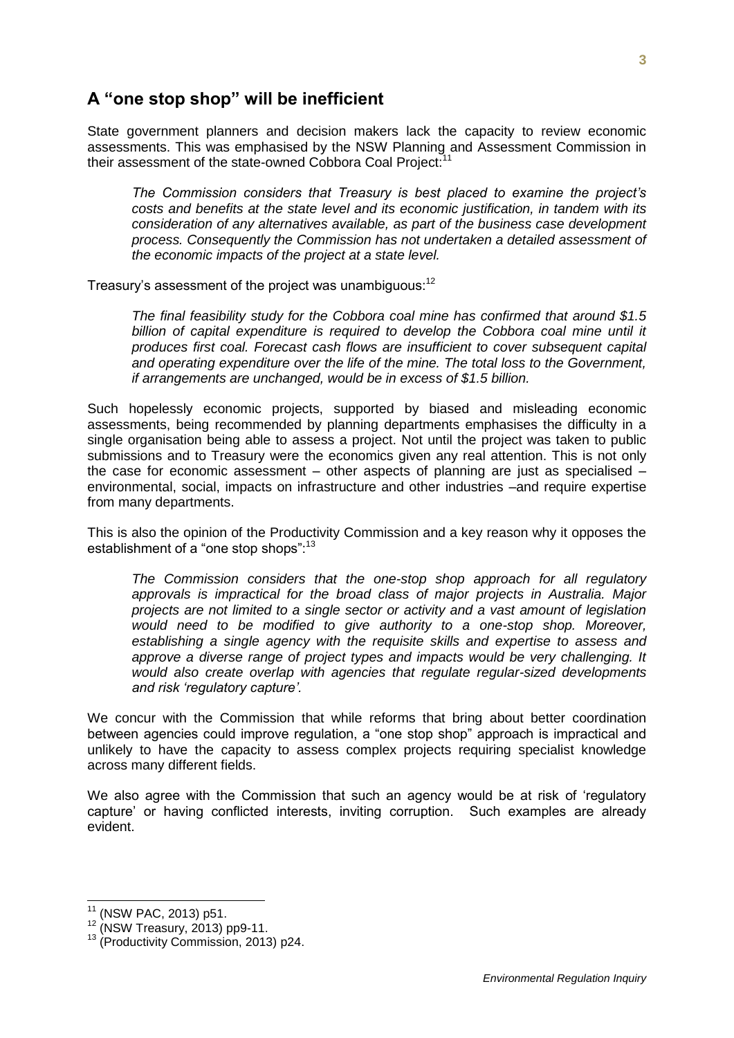## A "one stop shop" will be inefficient

State government planners and decision makers lack the capacity to review economic assessments. This was emphasised by the NSW Planning and Assessment Commission in their assessment of the state-owned Cobbora Coal Project:[11]

> *The Commission considers that Treasury is best placed to examine the project's costs and benefits at the state level and its economic justification, in tandem with its consideration of any alternatives available, as part of the business case development process. Consequently the Commission has not undertaken a detailed assessment of the economic impacts of the project at a state level.*

Treasury's assessment of the project was unambiguous:[12]

> *The final feasibility study for the Cobbora coal mine has confirmed that around $1.5 billion of capital expenditure is required to develop the Cobbora coal mine until it produces first coal. Forecast cash flows are insufficient to cover subsequent capital and operating expenditure over the life of the mine. The total loss to the Government, if arrangements are unchanged, would be in excess of $1.5 billion.*

Such hopelessly economic projects, supported by biased and misleading economic assessments, being recommended by planning departments emphasises the difficulty in a single organisation being able to assess a project. Not until the project was taken to public submissions and to Treasury were the economics given any real attention. This is not only the case for economic assessment – other aspects of planning are just as specialised – environmental, social, impacts on infrastructure and other industries –and require expertise from many departments.

This is also the opinion of the Productivity Commission and a key reason why it opposes the establishment of a "one stop shops":[13]

> *The Commission considers that the one-stop shop approach for all regulatory approvals is impractical for the broad class of major projects in Australia. Major projects are not limited to a single sector or activity and a vast amount of legislation would need to be modified to give authority to a one-stop shop. Moreover, establishing a single agency with the requisite skills and expertise to assess and approve a diverse range of project types and impacts would be very challenging. It would also create overlap with agencies that regulate regular-sized developments and risk 'regulatory capture'.*

We concur with the Commission that while reforms that bring about better coordination between agencies could improve regulation, a "one stop shop" approach is impractical and unlikely to have the capacity to assess complex projects requiring specialist knowledge across many different fields.

We also agree with the Commission that such an agency would be at risk of 'regulatory capture' or having conflicted interests, inviting corruption. Such examples are already evident.

---

[11] (NSW PAC, 2013) p51.

[12] (NSW Treasury, 2013) pp9-11.

[13] (Productivity Commission, 2013) p24.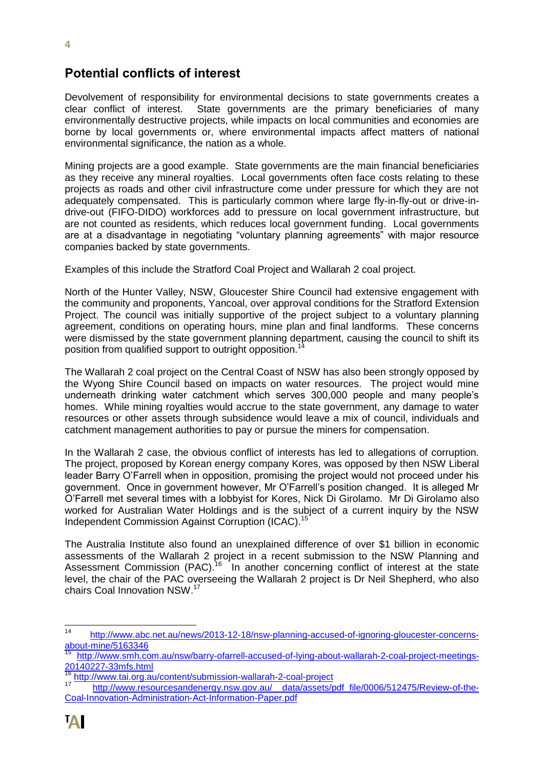## Potential conflicts of interest

Devolvement of responsibility for environmental decisions to state governments creates a clear conflict of interest. State governments are the primary beneficiaries of many environmentally destructive projects, while impacts on local communities and economies are borne by local governments or, where environmental impacts affect matters of national environmental significance, the nation as a whole.

Mining projects are a good example. State governments are the main financial beneficiaries as they receive any mineral royalties. Local governments often face costs relating to these projects as roads and other civil infrastructure come under pressure for which they are not adequately compensated. This is particularly common where large fly-in-fly-out or drive-in-drive-out (FIFO-DIDO) workforces add to pressure on local government infrastructure, but are not counted as residents, which reduces local government funding. Local governments are at a disadvantage in negotiating "voluntary planning agreements" with major resource companies backed by state governments.

Examples of this include the Stratford Coal Project and Wallarah 2 coal project.

North of the Hunter Valley, NSW, Gloucester Shire Council had extensive engagement with the community and proponents, Yancoal, over approval conditions for the Stratford Extension Project. The council was initially supportive of the project subject to a voluntary planning agreement, conditions on operating hours, mine plan and final landforms. These concerns were dismissed by the state government planning department, causing the council to shift its position from qualified support to outright opposition.[14]

The Wallarah 2 coal project on the Central Coast of NSW has also been strongly opposed by the Wyong Shire Council based on impacts on water resources. The project would mine underneath drinking water catchment which serves 300,000 people and many people's homes. While mining royalties would accrue to the state government, any damage to water resources or other assets through subsidence would leave a mix of council, individuals and catchment management authorities to pay or pursue the miners for compensation.

In the Wallarah 2 case, the obvious conflict of interests has led to allegations of corruption. The project, proposed by Korean energy company Kores, was opposed by then NSW Liberal leader Barry O'Farrell when in opposition, promising the project would not proceed under his government. Once in government however, Mr O'Farrell's position changed. It is alleged Mr O'Farrell met several times with a lobbyist for Kores, Nick Di Girolamo. Mr Di Girolamo also worked for Australian Water Holdings and is the subject of a current inquiry by the NSW Independent Commission Against Corruption (ICAC).[15]

The Australia Institute also found an unexplained difference of over $1 billion in economic assessments of the Wallarah 2 project in a recent submission to the NSW Planning and Assessment Commission (PAC).[16] In another concerning conflict of interest at the state level, the chair of the PAC overseeing the Wallarah 2 project is Dr Neil Shepherd, who also chairs Coal Innovation NSW.[17]

---

[14] http://www.abc.net.au/news/2013-12-18/nsw-planning-accused-of-ignoring-gloucester-concerns-about-mine/5163346

[15] http://www.smh.com.au/nsw/barry-ofarrell-accused-of-lying-about-wallarah-2-coal-project-meetings-20140227-33mfs.html

[16] http://www.tai.org.au/content/submission-wallarah-2-coal-project

[17] http://www.resourcesandenergy.nsw.gov.au/__data/assets/pdf_file/0006/512475/Review-of-the-Coal-Innovation-Administration-Act-Information-Paper.pdf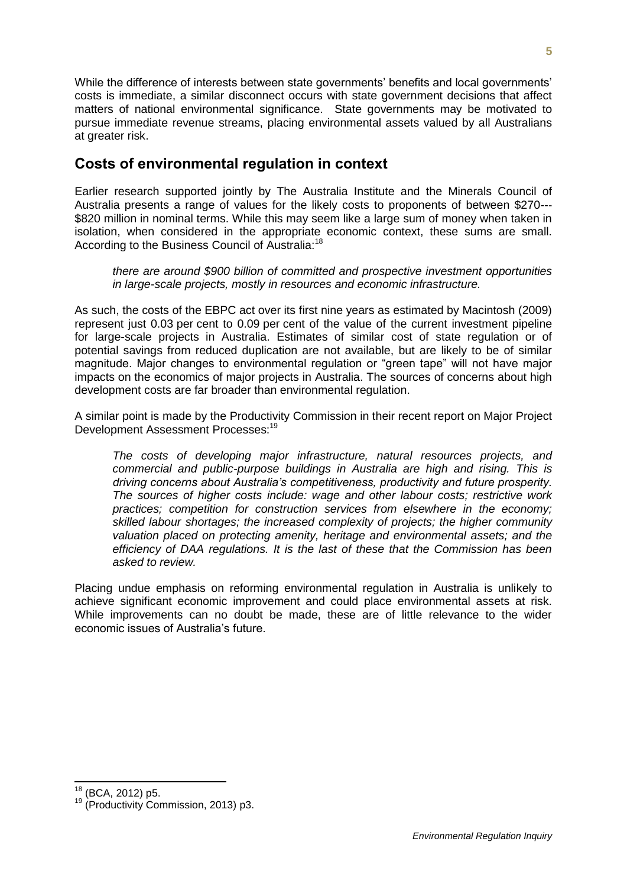While the difference of interests between state governments' benefits and local governments' costs is immediate, a similar disconnect occurs with state government decisions that affect matters of national environmental significance. State governments may be motivated to pursue immediate revenue streams, placing environmental assets valued by all Australians at greater risk.

## Costs of environmental regulation in context

Earlier research supported jointly by The Australia Institute and the Minerals Council of Australia presents a range of values for the likely costs to proponents of between \$270--- \$820 million in nominal terms. While this may seem like a large sum of money when taken in isolation, when considered in the appropriate economic context, these sums are small. According to the Business Council of Australia:[18]

> *there are around \$900 billion of committed and prospective investment opportunities in large-scale projects, mostly in resources and economic infrastructure.*

As such, the costs of the EBPC act over its first nine years as estimated by Macintosh (2009) represent just 0.03 per cent to 0.09 per cent of the value of the current investment pipeline for large-scale projects in Australia. Estimates of similar cost of state regulation or of potential savings from reduced duplication are not available, but are likely to be of similar magnitude. Major changes to environmental regulation or "green tape" will not have major impacts on the economics of major projects in Australia. The sources of concerns about high development costs are far broader than environmental regulation.

A similar point is made by the Productivity Commission in their recent report on Major Project Development Assessment Processes:[19]

> *The costs of developing major infrastructure, natural resources projects, and commercial and public-purpose buildings in Australia are high and rising. This is driving concerns about Australia's competitiveness, productivity and future prosperity. The sources of higher costs include: wage and other labour costs; restrictive work practices; competition for construction services from elsewhere in the economy; skilled labour shortages; the increased complexity of projects; the higher community valuation placed on protecting amenity, heritage and environmental assets; and the efficiency of DAA regulations. It is the last of these that the Commission has been asked to review.*

Placing undue emphasis on reforming environmental regulation in Australia is unlikely to achieve significant economic improvement and could place environmental assets at risk. While improvements can no doubt be made, these are of little relevance to the wider economic issues of Australia's future.

---

[18] (BCA, 2012) p5.

[19] (Productivity Commission, 2013) p3.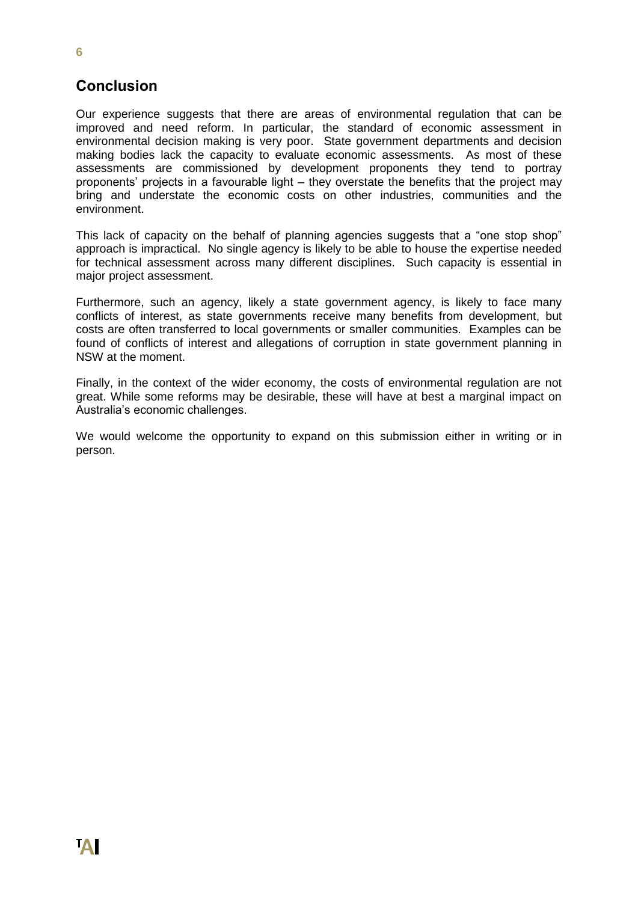## Conclusion

Our experience suggests that there are areas of environmental regulation that can be improved and need reform. In particular, the standard of economic assessment in environmental decision making is very poor. State government departments and decision making bodies lack the capacity to evaluate economic assessments. As most of these assessments are commissioned by development proponents they tend to portray proponents' projects in a favourable light – they overstate the benefits that the project may bring and understate the economic costs on other industries, communities and the environment.

This lack of capacity on the behalf of planning agencies suggests that a "one stop shop" approach is impractical. No single agency is likely to be able to house the expertise needed for technical assessment across many different disciplines. Such capacity is essential in major project assessment.

Furthermore, such an agency, likely a state government agency, is likely to face many conflicts of interest, as state governments receive many benefits from development, but costs are often transferred to local governments or smaller communities. Examples can be found of conflicts of interest and allegations of corruption in state government planning in NSW at the moment.

Finally, in the context of the wider economy, the costs of environmental regulation are not great. While some reforms may be desirable, these will have at best a marginal impact on Australia's economic challenges.

We would welcome the opportunity to expand on this submission either in writing or in person.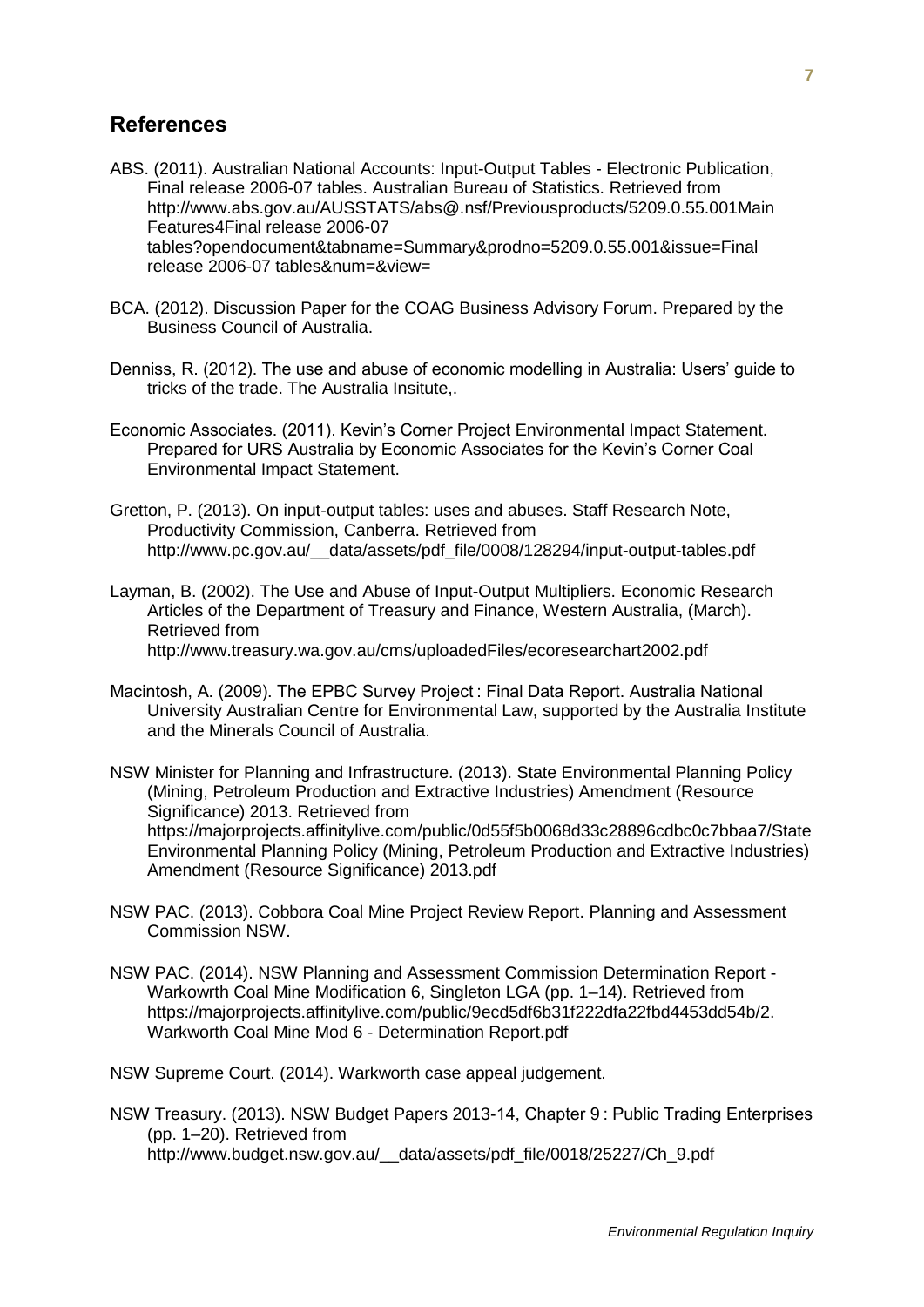## References

ABS. (2011). Australian National Accounts: Input-Output Tables - Electronic Publication, Final release 2006-07 tables. Australian Bureau of Statistics. Retrieved from http://www.abs.gov.au/AUSSTATS/abs@.nsf/Previousproducts/5209.0.55.001Main Features4Final release 2006-07 tables?opendocument&tabname=Summary&prodno=5209.0.55.001&issue=Final release 2006-07 tables&num=&view=

BCA. (2012). Discussion Paper for the COAG Business Advisory Forum. Prepared by the Business Council of Australia.

Denniss, R. (2012). The use and abuse of economic modelling in Australia: Users' guide to tricks of the trade. The Australia Insitute,.

Economic Associates. (2011). Kevin's Corner Project Environmental Impact Statement. Prepared for URS Australia by Economic Associates for the Kevin's Corner Coal Environmental Impact Statement.

Gretton, P. (2013). On input-output tables: uses and abuses. Staff Research Note, Productivity Commission, Canberra. Retrieved from http://www.pc.gov.au/__data/assets/pdf_file/0008/128294/input-output-tables.pdf

Layman, B. (2002). The Use and Abuse of Input-Output Multipliers. Economic Research Articles of the Department of Treasury and Finance, Western Australia, (March). Retrieved from http://www.treasury.wa.gov.au/cms/uploadedFiles/ecoresearchart2002.pdf

Macintosh, A. (2009). The EPBC Survey Project : Final Data Report. Australia National University Australian Centre for Environmental Law, supported by the Australia Institute and the Minerals Council of Australia.

NSW Minister for Planning and Infrastructure. (2013). State Environmental Planning Policy (Mining, Petroleum Production and Extractive Industries) Amendment (Resource Significance) 2013. Retrieved from https://majorprojects.affinitylive.com/public/0d55f5b0068d33c28896cdbc0c7bbaa7/State Environmental Planning Policy (Mining, Petroleum Production and Extractive Industries) Amendment (Resource Significance) 2013.pdf

NSW PAC. (2013). Cobbora Coal Mine Project Review Report. Planning and Assessment Commission NSW.

NSW PAC. (2014). NSW Planning and Assessment Commission Determination Report - Warkowrth Coal Mine Modification 6, Singleton LGA (pp. 1–14). Retrieved from https://majorprojects.affinitylive.com/public/9ecd5df6b31f222dfa22fbd4453dd54b/2. Warkworth Coal Mine Mod 6 - Determination Report.pdf

NSW Supreme Court. (2014). Warkworth case appeal judgement.

NSW Treasury. (2013). NSW Budget Papers 2013-14, Chapter 9 : Public Trading Enterprises (pp. 1–20). Retrieved from http://www.budget.nsw.gov.au/__data/assets/pdf_file/0018/25227/Ch_9.pdf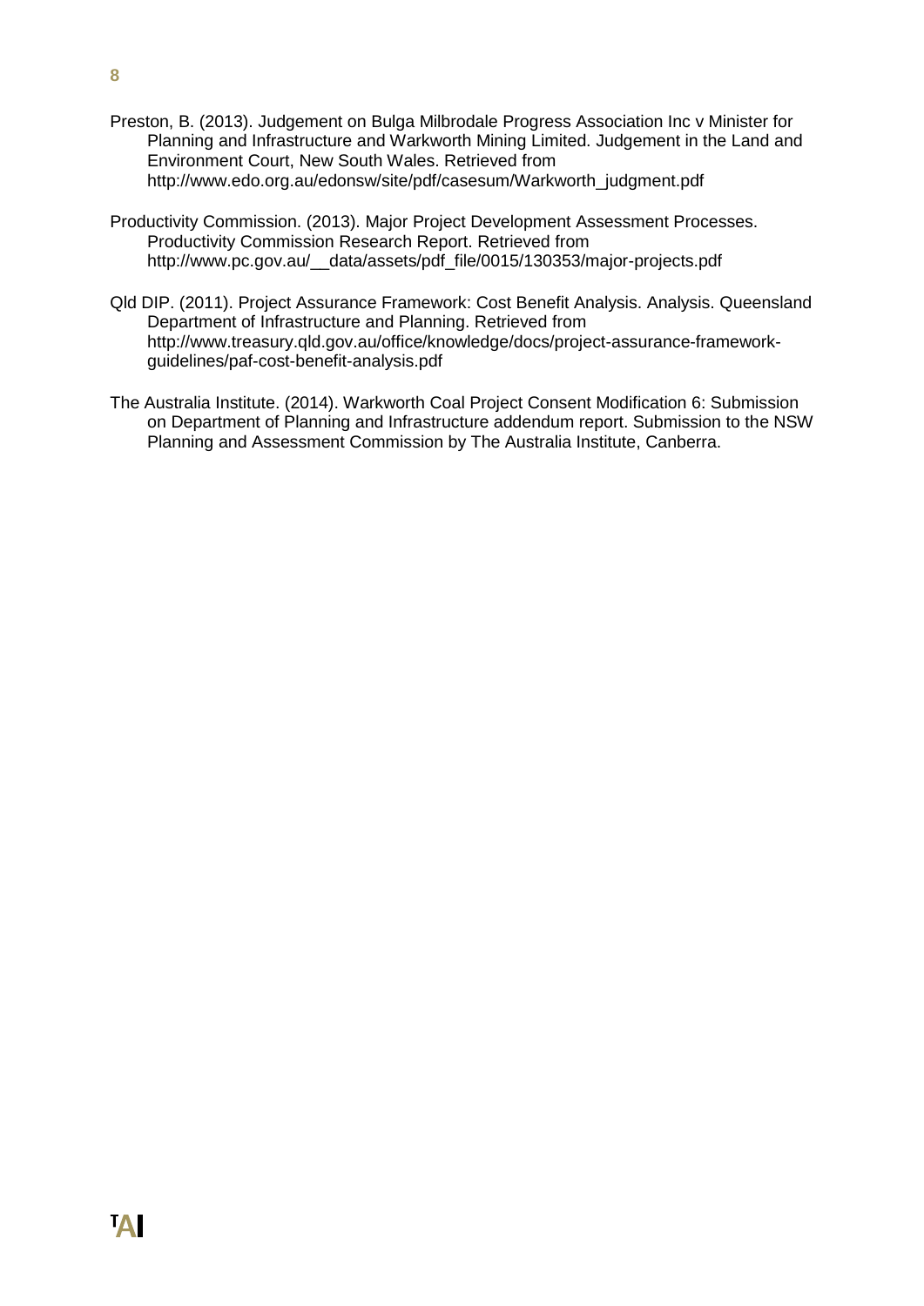Preston, B. (2013). Judgement on Bulga Milbrodale Progress Association Inc v Minister for Planning and Infrastructure and Warkworth Mining Limited. Judgement in the Land and Environment Court, New South Wales. Retrieved from http://www.edo.org.au/edonsw/site/pdf/casesum/Warkworth_judgment.pdf

Productivity Commission. (2013). Major Project Development Assessment Processes. Productivity Commission Research Report. Retrieved from http://www.pc.gov.au/__data/assets/pdf_file/0015/130353/major-projects.pdf

Qld DIP. (2011). Project Assurance Framework: Cost Benefit Analysis. Analysis. Queensland Department of Infrastructure and Planning. Retrieved from http://www.treasury.qld.gov.au/office/knowledge/docs/project-assurance-framework-guidelines/paf-cost-benefit-analysis.pdf

The Australia Institute. (2014). Warkworth Coal Project Consent Modification 6: Submission on Department of Planning and Infrastructure addendum report. Submission to the NSW Planning and Assessment Commission by The Australia Institute, Canberra.